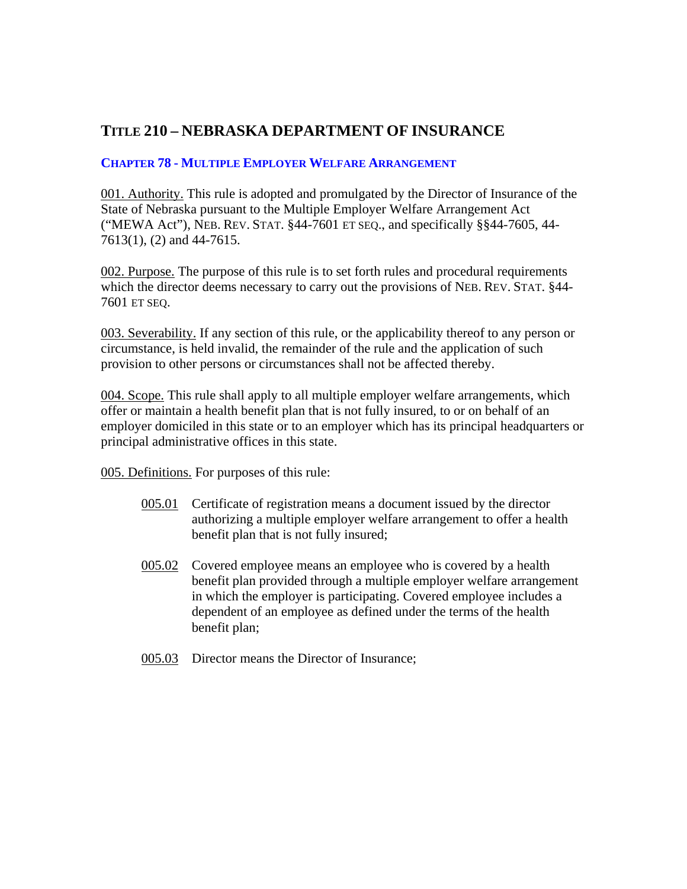# TITLE 210 – NEBRASKA DEPARTMENT OF INSURANCE

## CHAPTER 78 - MULTIPLE EMPLOYER WELFARE ARRANGEMENT

<u>001. Authority.</u> This rule is adopted and promulgated by the Director of Insurance of the State of Nebraska pursuant to the Multiple Employer Welfare Arrangement Act ("MEWA Act"), NEB. REV. STAT. §44-7601 ET SEQ., and specifically §§44-7605, 44-7613(1), (2) and 44-7615.

<u>002. Purpose.</u> The purpose of this rule is to set forth rules and procedural requirements which the director deems necessary to carry out the provisions of NEB. REV. STAT. §44-7601 ET SEQ.

<u>003. Severability.</u> If any section of this rule, or the applicability thereof to any person or circumstance, is held invalid, the remainder of the rule and the application of such provision to other persons or circumstances shall not be affected thereby.

<u>004. Scope.</u> This rule shall apply to all multiple employer welfare arrangements, which offer or maintain a health benefit plan that is not fully insured, to or on behalf of an employer domiciled in this state or to an employer which has its principal headquarters or principal administrative offices in this state.

<u>005. Definitions.</u> For purposes of this rule:

<u>005.01</u> Certificate of registration means a document issued by the director authorizing a multiple employer welfare arrangement to offer a health benefit plan that is not fully insured;

<u>005.02</u> Covered employee means an employee who is covered by a health benefit plan provided through a multiple employer welfare arrangement in which the employer is participating. Covered employee includes a dependent of an employee as defined under the terms of the health benefit plan;

<u>005.03</u> Director means the Director of Insurance;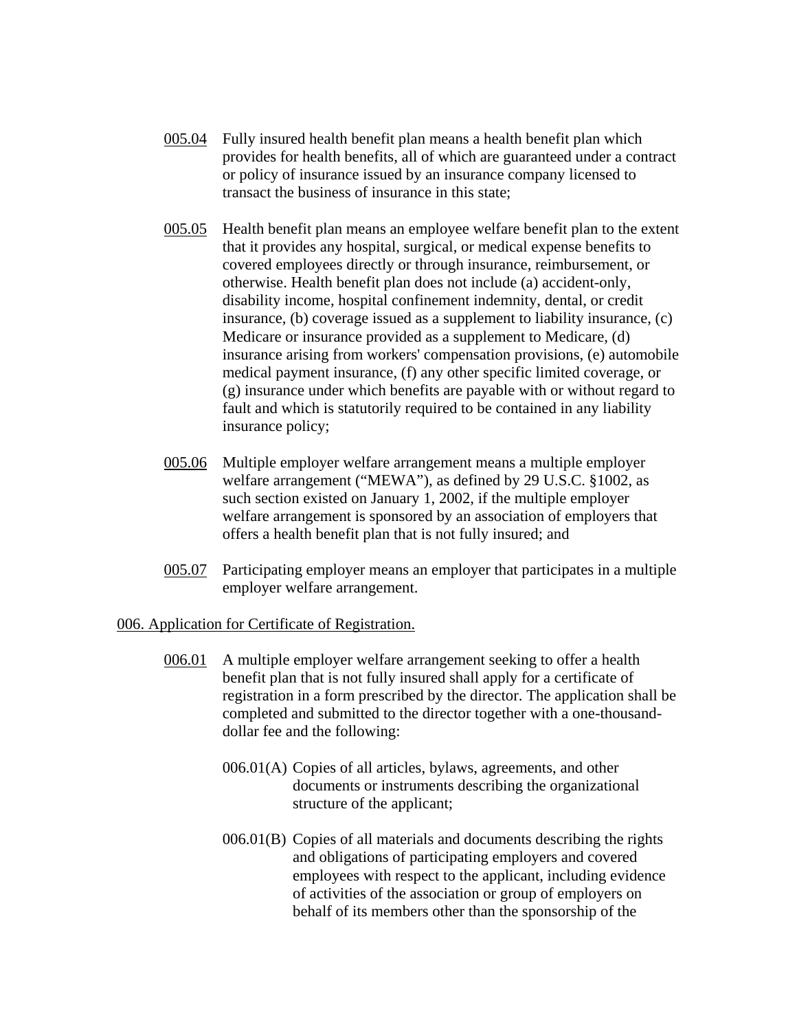<u>005.04</u> Fully insured health benefit plan means a health benefit plan which provides for health benefits, all of which are guaranteed under a contract or policy of insurance issued by an insurance company licensed to transact the business of insurance in this state;

<u>005.05</u> Health benefit plan means an employee welfare benefit plan to the extent that it provides any hospital, surgical, or medical expense benefits to covered employees directly or through insurance, reimbursement, or otherwise. Health benefit plan does not include (a) accident-only, disability income, hospital confinement indemnity, dental, or credit insurance, (b) coverage issued as a supplement to liability insurance, (c) Medicare or insurance provided as a supplement to Medicare, (d) insurance arising from workers' compensation provisions, (e) automobile medical payment insurance, (f) any other specific limited coverage, or (g) insurance under which benefits are payable with or without regard to fault and which is statutorily required to be contained in any liability insurance policy;

<u>005.06</u> Multiple employer welfare arrangement means a multiple employer welfare arrangement ("MEWA"), as defined by 29 U.S.C. §1002, as such section existed on January 1, 2002, if the multiple employer welfare arrangement is sponsored by an association of employers that offers a health benefit plan that is not fully insured; and

<u>005.07</u> Participating employer means an employer that participates in a multiple employer welfare arrangement.

<u>006. Application for Certificate of Registration.</u>

<u>006.01</u> A multiple employer welfare arrangement seeking to offer a health benefit plan that is not fully insured shall apply for a certificate of registration in a form prescribed by the director. The application shall be completed and submitted to the director together with a one-thousand-dollar fee and the following:

006.01(A) Copies of all articles, bylaws, agreements, and other documents or instruments describing the organizational structure of the applicant;

006.01(B) Copies of all materials and documents describing the rights and obligations of participating employers and covered employees with respect to the applicant, including evidence of activities of the association or group of employers on behalf of its members other than the sponsorship of the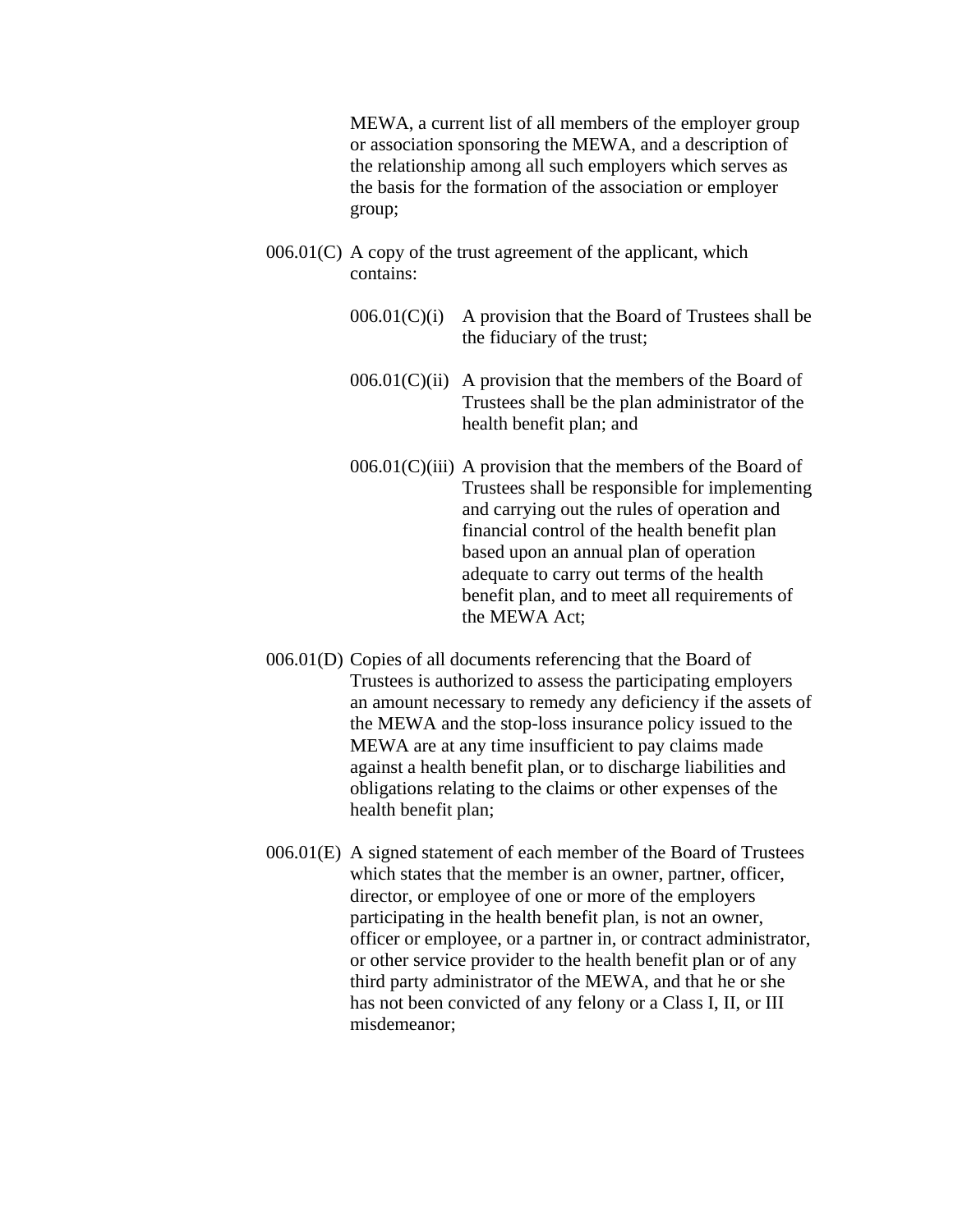MEWA, a current list of all members of the employer group or association sponsoring the MEWA, and a description of the relationship among all such employers which serves as the basis for the formation of the association or employer group;

006.01(C) A copy of the trust agreement of the applicant, which contains:

006.01(C)(i) A provision that the Board of Trustees shall be the fiduciary of the trust;

006.01(C)(ii) A provision that the members of the Board of Trustees shall be the plan administrator of the health benefit plan; and

006.01(C)(iii) A provision that the members of the Board of Trustees shall be responsible for implementing and carrying out the rules of operation and financial control of the health benefit plan based upon an annual plan of operation adequate to carry out terms of the health benefit plan, and to meet all requirements of the MEWA Act;

006.01(D) Copies of all documents referencing that the Board of Trustees is authorized to assess the participating employers an amount necessary to remedy any deficiency if the assets of the MEWA and the stop-loss insurance policy issued to the MEWA are at any time insufficient to pay claims made against a health benefit plan, or to discharge liabilities and obligations relating to the claims or other expenses of the health benefit plan;

006.01(E) A signed statement of each member of the Board of Trustees which states that the member is an owner, partner, officer, director, or employee of one or more of the employers participating in the health benefit plan, is not an owner, officer or employee, or a partner in, or contract administrator, or other service provider to the health benefit plan or of any third party administrator of the MEWA, and that he or she has not been convicted of any felony or a Class I, II, or III misdemeanor;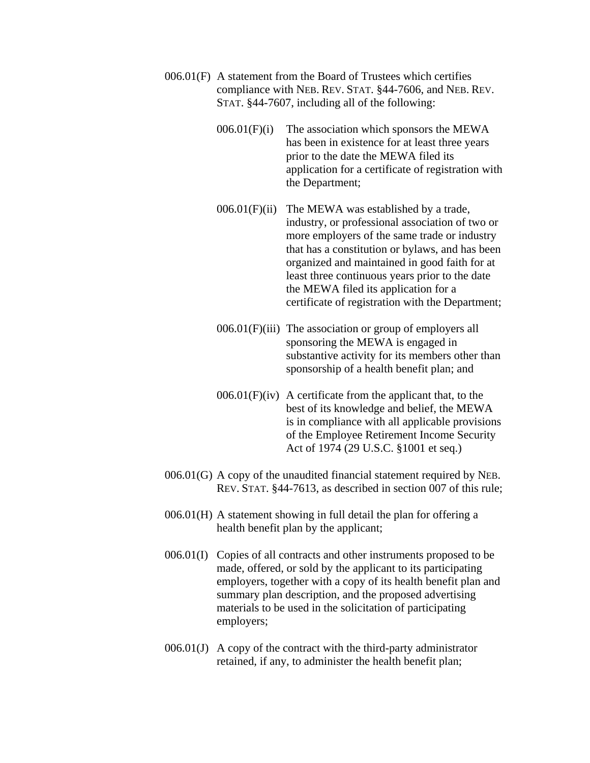006.01(F) A statement from the Board of Trustees which certifies compliance with NEB. REV. STAT. §44-7606, and NEB. REV. STAT. §44-7607, including all of the following:

006.01(F)(i) The association which sponsors the MEWA has been in existence for at least three years prior to the date the MEWA filed its application for a certificate of registration with the Department;

006.01(F)(ii) The MEWA was established by a trade, industry, or professional association of two or more employers of the same trade or industry that has a constitution or bylaws, and has been organized and maintained in good faith for at least three continuous years prior to the date the MEWA filed its application for a certificate of registration with the Department;

006.01(F)(iii) The association or group of employers all sponsoring the MEWA is engaged in substantive activity for its members other than sponsorship of a health benefit plan; and

006.01(F)(iv) A certificate from the applicant that, to the best of its knowledge and belief, the MEWA is in compliance with all applicable provisions of the Employee Retirement Income Security Act of 1974 (29 U.S.C. §1001 et seq.)

006.01(G) A copy of the unaudited financial statement required by NEB. REV. STAT. §44-7613, as described in section 007 of this rule;

006.01(H) A statement showing in full detail the plan for offering a health benefit plan by the applicant;

006.01(I) Copies of all contracts and other instruments proposed to be made, offered, or sold by the applicant to its participating employers, together with a copy of its health benefit plan and summary plan description, and the proposed advertising materials to be used in the solicitation of participating employers;

006.01(J) A copy of the contract with the third-party administrator retained, if any, to administer the health benefit plan;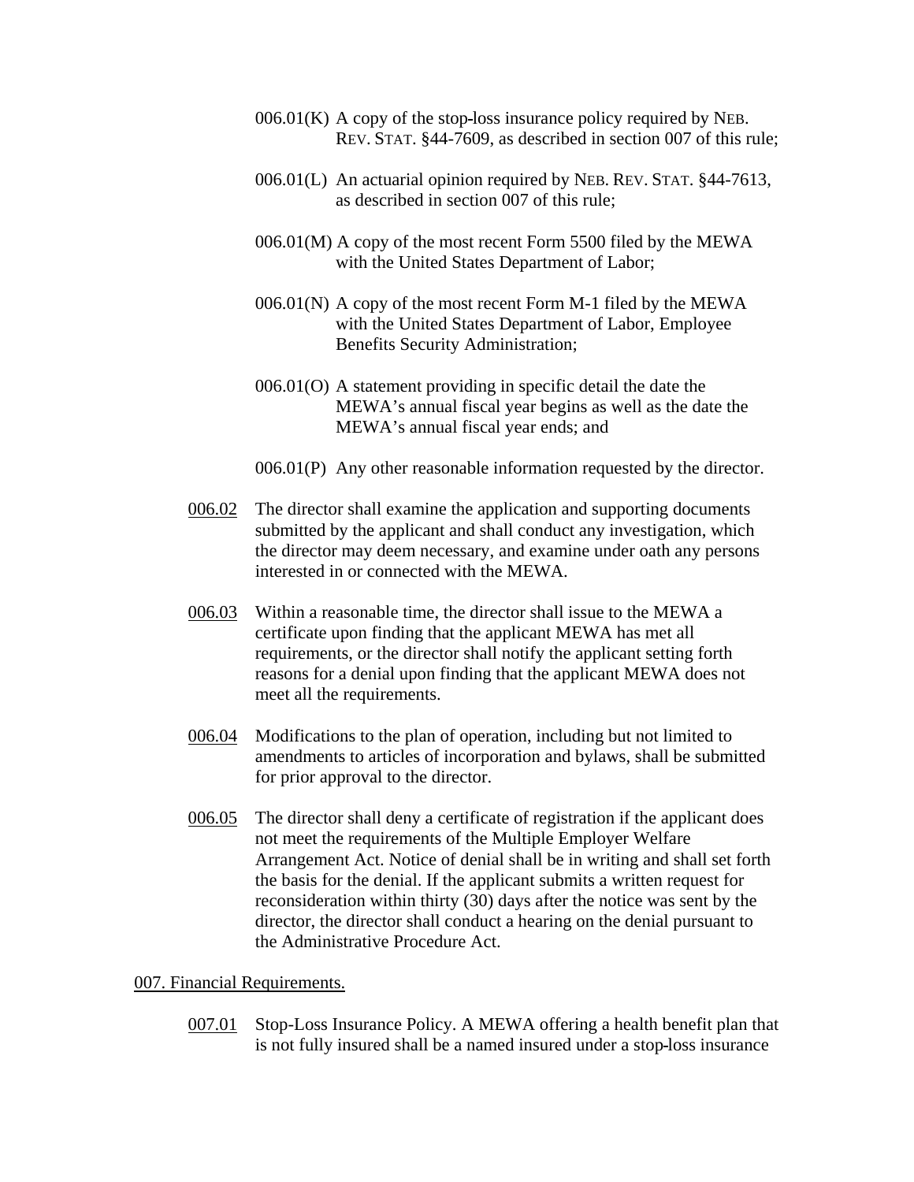006.01(K) A copy of the stop-loss insurance policy required by NEB. REV. STAT. §44-7609, as described in section 007 of this rule;

006.01(L) An actuarial opinion required by NEB. REV. STAT. §44-7613, as described in section 007 of this rule;

006.01(M) A copy of the most recent Form 5500 filed by the MEWA with the United States Department of Labor;

006.01(N) A copy of the most recent Form M-1 filed by the MEWA with the United States Department of Labor, Employee Benefits Security Administration;

006.01(O) A statement providing in specific detail the date the MEWA's annual fiscal year begins as well as the date the MEWA's annual fiscal year ends; and

006.01(P) Any other reasonable information requested by the director.

006.02 The director shall examine the application and supporting documents submitted by the applicant and shall conduct any investigation, which the director may deem necessary, and examine under oath any persons interested in or connected with the MEWA.

006.03 Within a reasonable time, the director shall issue to the MEWA a certificate upon finding that the applicant MEWA has met all requirements, or the director shall notify the applicant setting forth reasons for a denial upon finding that the applicant MEWA does not meet all the requirements.

006.04 Modifications to the plan of operation, including but not limited to amendments to articles of incorporation and bylaws, shall be submitted for prior approval to the director.

006.05 The director shall deny a certificate of registration if the applicant does not meet the requirements of the Multiple Employer Welfare Arrangement Act. Notice of denial shall be in writing and shall set forth the basis for the denial. If the applicant submits a written request for reconsideration within thirty (30) days after the notice was sent by the director, the director shall conduct a hearing on the denial pursuant to the Administrative Procedure Act.

## 007. Financial Requirements.

007.01 Stop-Loss Insurance Policy. A MEWA offering a health benefit plan that is not fully insured shall be a named insured under a stop-loss insurance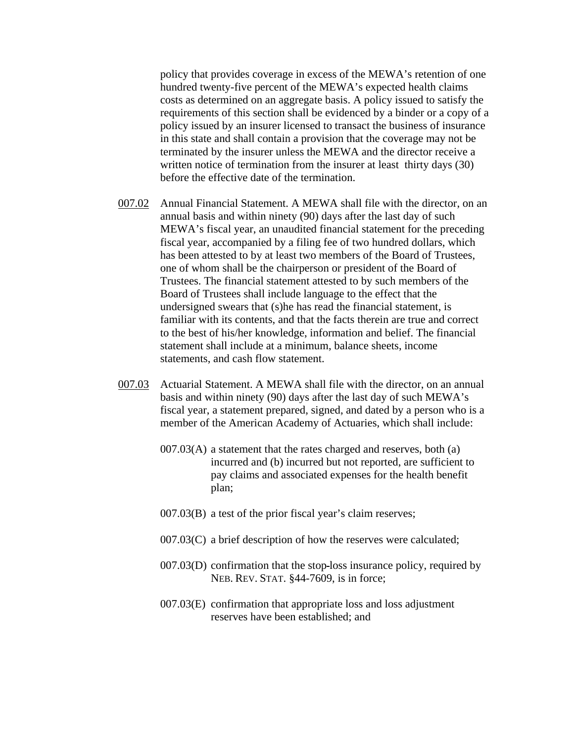policy that provides coverage in excess of the MEWA's retention of one hundred twenty-five percent of the MEWA's expected health claims costs as determined on an aggregate basis. A policy issued to satisfy the requirements of this section shall be evidenced by a binder or a copy of a policy issued by an insurer licensed to transact the business of insurance in this state and shall contain a provision that the coverage may not be terminated by the insurer unless the MEWA and the director receive a written notice of termination from the insurer at least thirty days (30) before the effective date of the termination.

007.02 Annual Financial Statement. A MEWA shall file with the director, on an annual basis and within ninety (90) days after the last day of such MEWA's fiscal year, an unaudited financial statement for the preceding fiscal year, accompanied by a filing fee of two hundred dollars, which has been attested to by at least two members of the Board of Trustees, one of whom shall be the chairperson or president of the Board of Trustees. The financial statement attested to by such members of the Board of Trustees shall include language to the effect that the undersigned swears that (s)he has read the financial statement, is familiar with its contents, and that the facts therein are true and correct to the best of his/her knowledge, information and belief. The financial statement shall include at a minimum, balance sheets, income statements, and cash flow statement.

007.03 Actuarial Statement. A MEWA shall file with the director, on an annual basis and within ninety (90) days after the last day of such MEWA's fiscal year, a statement prepared, signed, and dated by a person who is a member of the American Academy of Actuaries, which shall include:

007.03(A) a statement that the rates charged and reserves, both (a) incurred and (b) incurred but not reported, are sufficient to pay claims and associated expenses for the health benefit plan;

007.03(B) a test of the prior fiscal year's claim reserves;

007.03(C) a brief description of how the reserves were calculated;

007.03(D) confirmation that the stop-loss insurance policy, required by NEB. REV. STAT. §44-7609, is in force;

007.03(E) confirmation that appropriate loss and loss adjustment reserves have been established; and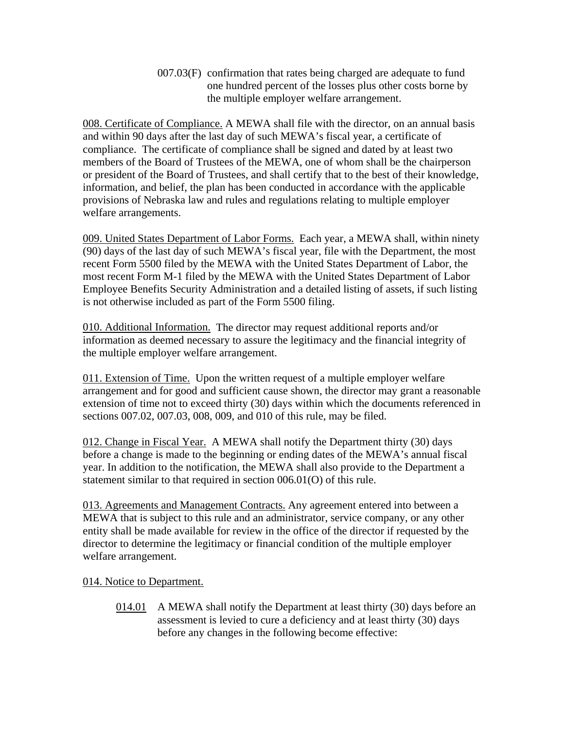007.03(F) confirmation that rates being charged are adequate to fund one hundred percent of the losses plus other costs borne by the multiple employer welfare arrangement.

<u>008. Certificate of Compliance.</u> A MEWA shall file with the director, on an annual basis and within 90 days after the last day of such MEWA's fiscal year, a certificate of compliance. The certificate of compliance shall be signed and dated by at least two members of the Board of Trustees of the MEWA, one of whom shall be the chairperson or president of the Board of Trustees, and shall certify that to the best of their knowledge, information, and belief, the plan has been conducted in accordance with the applicable provisions of Nebraska law and rules and regulations relating to multiple employer welfare arrangements.

<u>009. United States Department of Labor Forms.</u> Each year, a MEWA shall, within ninety (90) days of the last day of such MEWA's fiscal year, file with the Department, the most recent Form 5500 filed by the MEWA with the United States Department of Labor, the most recent Form M-1 filed by the MEWA with the United States Department of Labor Employee Benefits Security Administration and a detailed listing of assets, if such listing is not otherwise included as part of the Form 5500 filing.

<u>010. Additional Information.</u> The director may request additional reports and/or information as deemed necessary to assure the legitimacy and the financial integrity of the multiple employer welfare arrangement.

<u>011. Extension of Time.</u> Upon the written request of a multiple employer welfare arrangement and for good and sufficient cause shown, the director may grant a reasonable extension of time not to exceed thirty (30) days within which the documents referenced in sections 007.02, 007.03, 008, 009, and 010 of this rule, may be filed.

<u>012. Change in Fiscal Year.</u> A MEWA shall notify the Department thirty (30) days before a change is made to the beginning or ending dates of the MEWA's annual fiscal year. In addition to the notification, the MEWA shall also provide to the Department a statement similar to that required in section 006.01(O) of this rule.

<u>013. Agreements and Management Contracts.</u> Any agreement entered into between a MEWA that is subject to this rule and an administrator, service company, or any other entity shall be made available for review in the office of the director if requested by the director to determine the legitimacy or financial condition of the multiple employer welfare arrangement.

<u>014. Notice to Department.</u>

<u>014.01</u> A MEWA shall notify the Department at least thirty (30) days before an assessment is levied to cure a deficiency and at least thirty (30) days before any changes in the following become effective: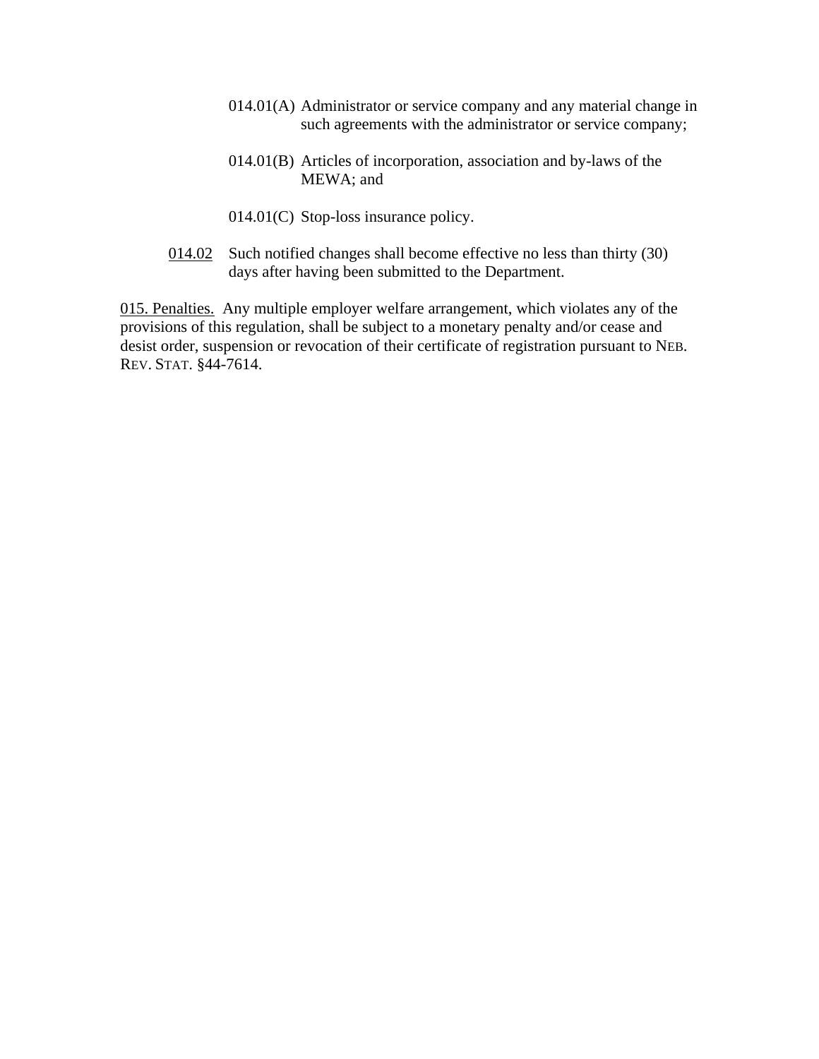014.01(A) Administrator or service company and any material change in such agreements with the administrator or service company;

014.01(B) Articles of incorporation, association and by-laws of the MEWA; and

014.01(C) Stop-loss insurance policy.

<u>014.02</u> Such notified changes shall become effective no less than thirty (30) days after having been submitted to the Department.

<u>015. Penalties.</u> Any multiple employer welfare arrangement, which violates any of the provisions of this regulation, shall be subject to a monetary penalty and/or cease and desist order, suspension or revocation of their certificate of registration pursuant to NEB. REV. STAT. §44-7614.